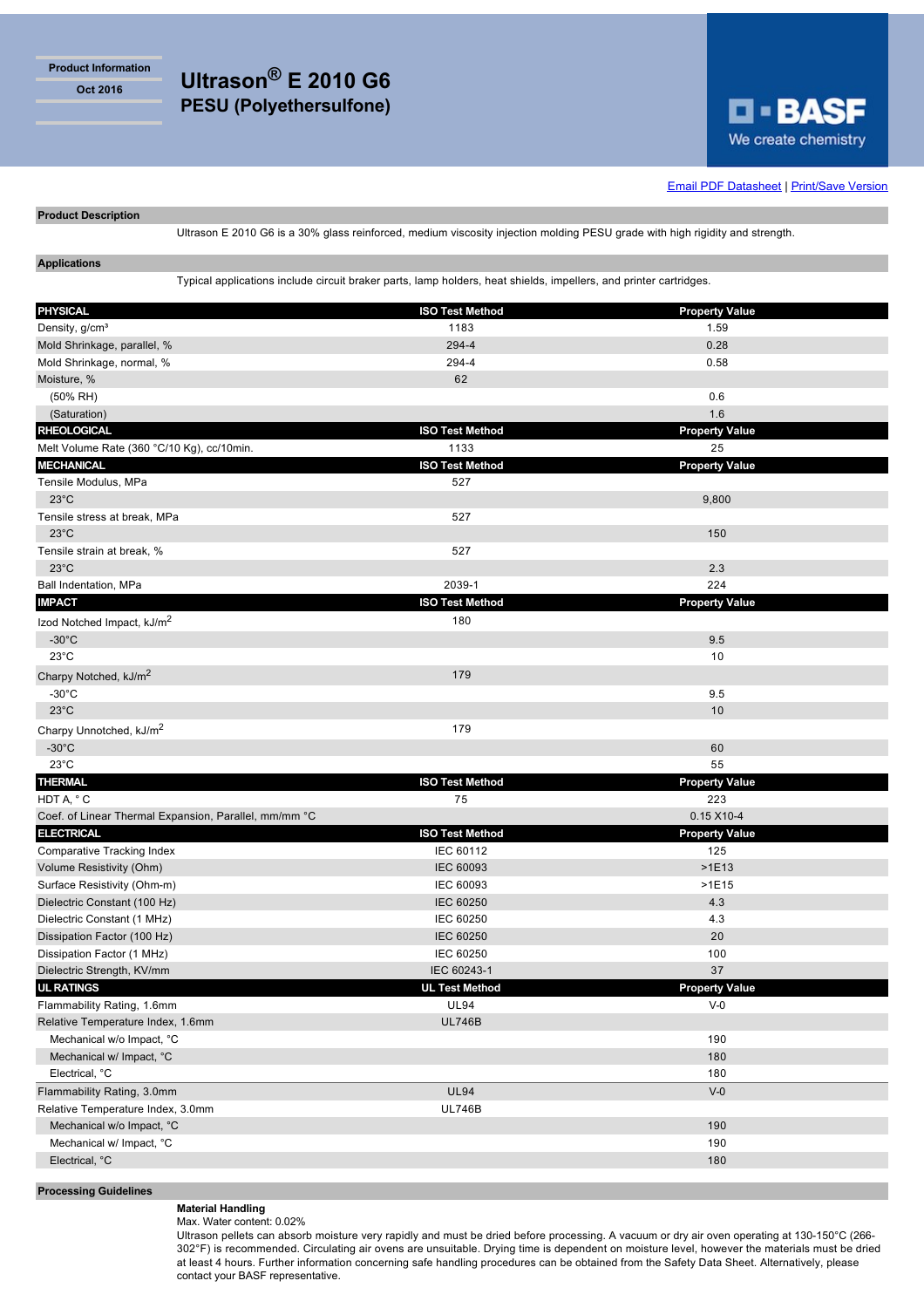Product Information

Oct 2016

# Ultrason® E 2010 G6

## PESU (Polyethersulfone)

BASF

We create chemistry

Email PDF Datasheet | Print/Save Version

### Product Description

Ultrason E 2010 G6 is a 30% glass reinforced, medium viscosity injection molding PESU grade with high rigidity and strength.

### Applications

Typical applications include circuit braker parts, lamp holders, heat shields, impellers, and printer cartridges.

| PHYSICAL | ISO Test Method | Property Value |
|---|---|---|
| Density, g/cm³ | 1183 | 1.59 |
| Mold Shrinkage, parallel, % | 294-4 | 0.28 |
| Mold Shrinkage, normal, % | 294-4 | 0.58 |
| Moisture, % | 62 | |
| (50% RH) | | 0.6 |
| (Saturation) | | 1.6 |
| **RHEOLOGICAL** | **ISO Test Method** | **Property Value** |
| Melt Volume Rate (360 °C/10 Kg), cc/10min. | 1133 | 25 |
| **MECHANICAL** | **ISO Test Method** | **Property Value** |
| Tensile Modulus, MPa | 527 | |
| 23°C | | 9,800 |
| Tensile stress at break, MPa | 527 | |
| 23°C | | 150 |
| Tensile strain at break, % | 527 | |
| 23°C | | 2.3 |
| Ball Indentation, MPa | 2039-1 | 224 |
| **IMPACT** | **ISO Test Method** | **Property Value** |
| Izod Notched Impact, kJ/m² | 180 | |
| -30°C | | 9.5 |
| 23°C | | 10 |
| Charpy Notched, kJ/m² | 179 | |
| -30°C | | 9.5 |
| 23°C | | 10 |
| Charpy Unnotched, kJ/m² | 179 | |
| -30°C | | 60 |
| 23°C | | 55 |
| **THERMAL** | **ISO Test Method** | **Property Value** |
| HDT A, ° C | 75 | 223 |
| Coef. of Linear Thermal Expansion, Parallel, mm/mm °C | | 0.15 X10-4 |
| **ELECTRICAL** | **ISO Test Method** | **Property Value** |
| Comparative Tracking Index | IEC 60112 | 125 |
| Volume Resistivity (Ohm) | IEC 60093 | >1E13 |
| Surface Resistivity (Ohm-m) | IEC 60093 | >1E15 |
| Dielectric Constant (100 Hz) | IEC 60250 | 4.3 |
| Dielectric Constant (1 MHz) | IEC 60250 | 4.3 |
| Dissipation Factor (100 Hz) | IEC 60250 | 20 |
| Dissipation Factor (1 MHz) | IEC 60250 | 100 |
| Dielectric Strength, KV/mm | IEC 60243-1 | 37 |
| **UL RATINGS** | **UL Test Method** | **Property Value** |
| Flammability Rating, 1.6mm | UL94 | V-0 |
| Relative Temperature Index, 1.6mm | UL746B | |
| Mechanical w/o Impact, °C | | 190 |
| Mechanical w/ Impact, °C | | 180 |
| Electrical, °C | | 180 |
| Flammability Rating, 3.0mm | UL94 | V-0 |
| Relative Temperature Index, 3.0mm | UL746B | |
| Mechanical w/o Impact, °C | | 190 |
| Mechanical w/ Impact, °C | | 190 |
| Electrical, °C | | 180 |

### Processing Guidelines

**Material Handling**

Max. Water content: 0.02%

Ultrason pellets can absorb moisture very rapidly and must be dried before processing. A vacuum or dry air oven operating at 130-150°C (266-302°F) is recommended. Circulating air ovens are unsuitable. Drying time is dependent on moisture level, however the materials must be dried at least 4 hours. Further information concerning safe handling procedures can be obtained from the Safety Data Sheet. Alternatively, please contact your BASF representative.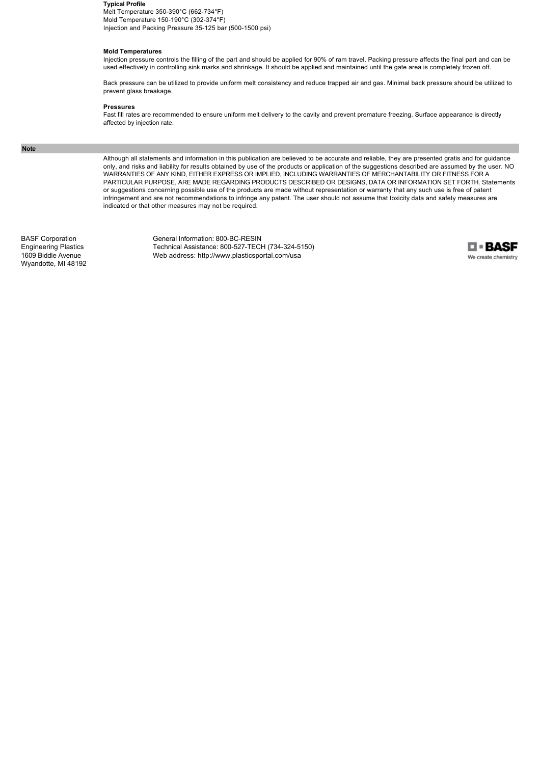**Typical Profile**

Melt Temperature 350-390°C (662-734°F)
Mold Temperature 150-190°C (302-374°F)
Injection and Packing Pressure 35-125 bar (500-1500 psi)

**Mold Temperatures**

Injection pressure controls the filling of the part and should be applied for 90% of ram travel. Packing pressure affects the final part and can be used effectively in controlling sink marks and shrinkage. It should be applied and maintained until the gate area is completely frozen off.

Back pressure can be utilized to provide uniform melt consistency and reduce trapped air and gas. Minimal back pressure should be utilized to prevent glass breakage.

**Pressures**

Fast fill rates are recommended to ensure uniform melt delivery to the cavity and prevent premature freezing. Surface appearance is directly affected by injection rate.

## Note

Although all statements and information in this publication are believed to be accurate and reliable, they are presented gratis and for guidance only, and risks and liability for results obtained by use of the products or application of the suggestions described are assumed by the user. NO WARRANTIES OF ANY KIND, EITHER EXPRESS OR IMPLIED, INCLUDING WARRANTIES OF MERCHANTABILITY OR FITNESS FOR A PARTICULAR PURPOSE, ARE MADE REGARDING PRODUCTS DESCRIBED OR DESIGNS, DATA OR INFORMATION SET FORTH. Statements or suggestions concerning possible use of the products are made without representation or warranty that any such use is free of patent infringement and are not recommendations to infringe any patent. The user should not assume that toxicity data and safety measures are indicated or that other measures may not be required.

BASF Corporation
Engineering Plastics
1609 Biddle Avenue
Wyandotte, MI 48192

General Information: 800-BC-RESIN
Technical Assistance: 800-527-TECH (734-324-5150)
Web address: http://www.plasticsportal.com/usa

BASF
We create chemistry